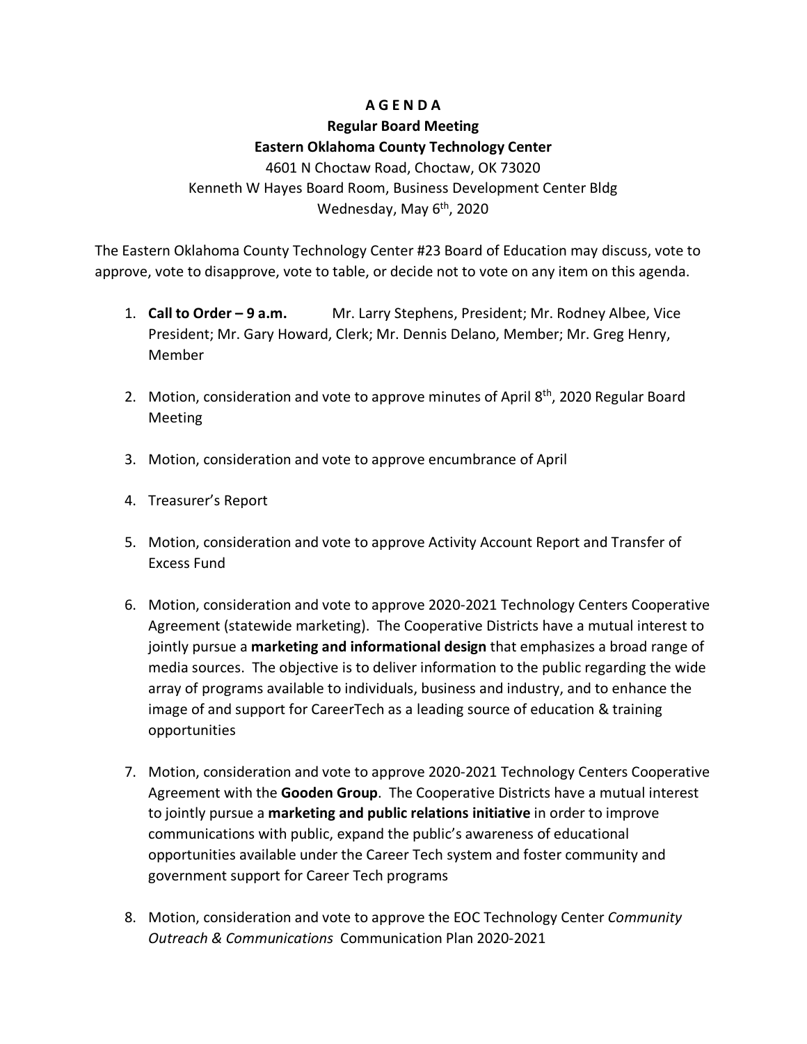# A G E N D A

## Regular Board Meeting

## Eastern Oklahoma County Technology Center

4601 N Choctaw Road, Choctaw, OK 73020
Kenneth W Hayes Board Room, Business Development Center Bldg
Wednesday, May 6th, 2020

The Eastern Oklahoma County Technology Center #23 Board of Education may discuss, vote to approve, vote to disapprove, vote to table, or decide not to vote on any item on this agenda.

1. **Call to Order – 9 a.m.** Mr. Larry Stephens, President; Mr. Rodney Albee, Vice President; Mr. Gary Howard, Clerk; Mr. Dennis Delano, Member; Mr. Greg Henry, Member

2. Motion, consideration and vote to approve minutes of April 8th, 2020 Regular Board Meeting

3. Motion, consideration and vote to approve encumbrance of April

4. Treasurer's Report

5. Motion, consideration and vote to approve Activity Account Report and Transfer of Excess Fund

6. Motion, consideration and vote to approve 2020-2021 Technology Centers Cooperative Agreement (statewide marketing). The Cooperative Districts have a mutual interest to jointly pursue a **marketing and informational design** that emphasizes a broad range of media sources. The objective is to deliver information to the public regarding the wide array of programs available to individuals, business and industry, and to enhance the image of and support for CareerTech as a leading source of education & training opportunities

7. Motion, consideration and vote to approve 2020-2021 Technology Centers Cooperative Agreement with the **Gooden Group**. The Cooperative Districts have a mutual interest to jointly pursue a **marketing and public relations initiative** in order to improve communications with public, expand the public's awareness of educational opportunities available under the Career Tech system and foster community and government support for Career Tech programs

8. Motion, consideration and vote to approve the EOC Technology Center *Community Outreach & Communications* Communication Plan 2020-2021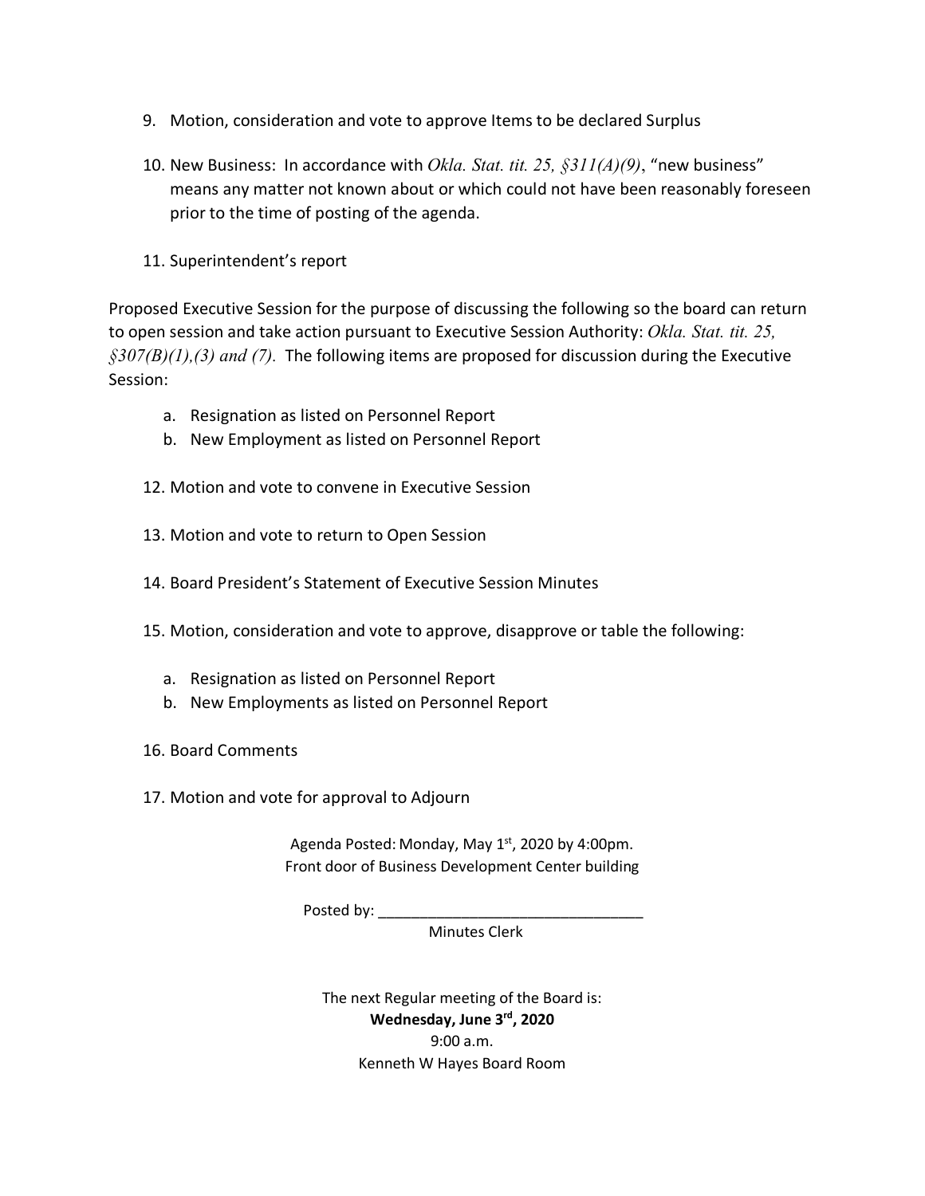9. Motion, consideration and vote to approve Items to be declared Surplus

10. New Business: In accordance with *Okla. Stat. tit. 25, §311(A)(9)*, "new business" means any matter not known about or which could not have been reasonably foreseen prior to the time of posting of the agenda.

11. Superintendent's report

Proposed Executive Session for the purpose of discussing the following so the board can return to open session and take action pursuant to Executive Session Authority: *Okla. Stat. tit. 25, §307(B)(1),(3) and (7).* The following items are proposed for discussion during the Executive Session:

   a. Resignation as listed on Personnel Report
   b. New Employment as listed on Personnel Report

12. Motion and vote to convene in Executive Session

13. Motion and vote to return to Open Session

14. Board President's Statement of Executive Session Minutes

15. Motion, consideration and vote to approve, disapprove or table the following:

   a. Resignation as listed on Personnel Report
   b. New Employments as listed on Personnel Report

16. Board Comments

17. Motion and vote for approval to Adjourn

Agenda Posted: Monday, May 1st, 2020 by 4:00pm.
Front door of Business Development Center building

Posted by: ________________________________
Minutes Clerk

The next Regular meeting of the Board is:
**Wednesday, June 3rd, 2020**
9:00 a.m.
Kenneth W Hayes Board Room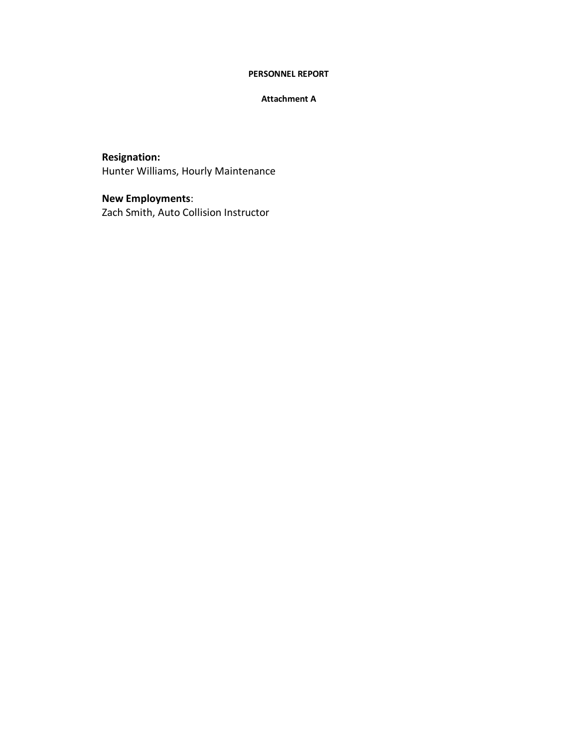**PERSONNEL REPORT**

**Attachment A**

**Resignation:**
Hunter Williams, Hourly Maintenance

**New Employments**:
Zach Smith, Auto Collision Instructor